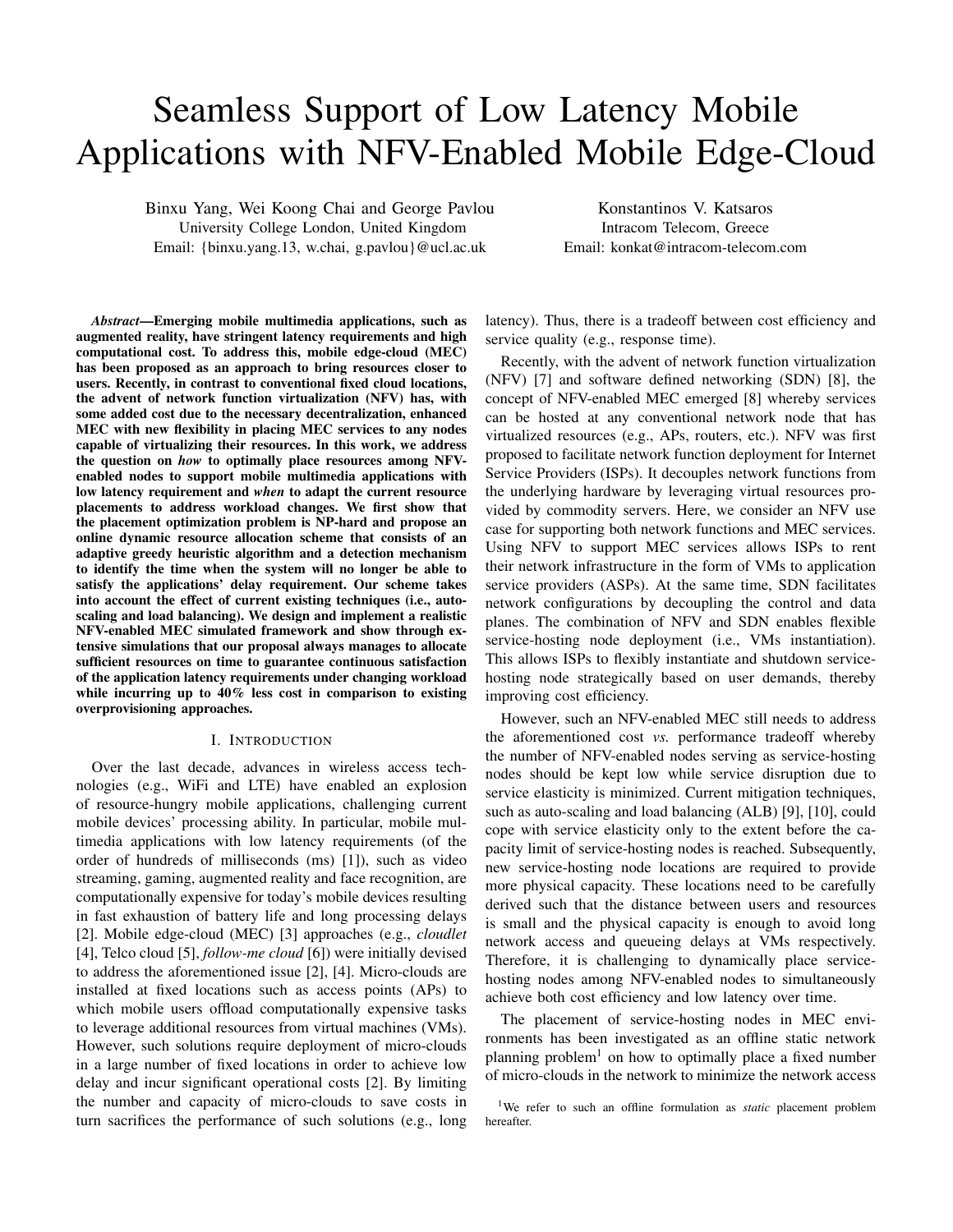# Seamless Support of Low Latency Mobile Applications with NFV-Enabled Mobile Edge-Cloud

Binxu Yang, Wei Koong Chai and George Pavlou
University College London, United Kingdom
Email: {binxu.yang.13, w.chai, g.pavlou}@ucl.ac.uk

Konstantinos V. Katsaros
Intracom Telecom, Greece
Email: konkat@intracom-telecom.com

***Abstract*—Emerging mobile multimedia applications, such as augmented reality, have stringent latency requirements and high computational cost. To address this, mobile edge-cloud (MEC) has been proposed as an approach to bring resources closer to users. Recently, in contrast to conventional fixed cloud locations, the advent of network function virtualization (NFV) has, with some added cost due to the necessary decentralization, enhanced MEC with new flexibility in placing MEC services to any nodes capable of virtualizing their resources. In this work, we address the question on *how* to optimally place resources among NFV-enabled nodes to support mobile multimedia applications with low latency requirement and *when* to adapt the current resource placements to address workload changes. We first show that the placement optimization problem is NP-hard and propose an online dynamic resource allocation scheme that consists of an adaptive greedy heuristic algorithm and a detection mechanism to identify the time when the system will no longer be able to satisfy the applications' delay requirement. Our scheme takes into account the effect of current existing techniques (i.e., auto-scaling and load balancing). We design and implement a realistic NFV-enabled MEC simulated framework and show through extensive simulations that our proposal always manages to allocate sufficient resources on time to guarantee continuous satisfaction of the application latency requirements under changing workload while incurring up to 40% less cost in comparison to existing overprovisioning approaches.**

## I. Introduction

Over the last decade, advances in wireless access technologies (e.g., WiFi and LTE) have enabled an explosion of resource-hungry mobile applications, challenging current mobile devices' processing ability. In particular, mobile multimedia applications with low latency requirements (of the order of hundreds of milliseconds (ms) [1]), such as video streaming, gaming, augmented reality and face recognition, are computationally expensive for today's mobile devices resulting in fast exhaustion of battery life and long processing delays [2]. Mobile edge-cloud (MEC) [3] approaches (e.g., *cloudlet* [4], Telco cloud [5], *follow-me cloud* [6]) were initially devised to address the aforementioned issue [2], [4]. Micro-clouds are installed at fixed locations such as access points (APs) to which mobile users offload computationally expensive tasks to leverage additional resources from virtual machines (VMs). However, such solutions require deployment of micro-clouds in a large number of fixed locations in order to achieve low delay and incur significant operational costs [2]. By limiting the number and capacity of micro-clouds to save costs in turn sacrifices the performance of such solutions (e.g., long latency). Thus, there is a tradeoff between cost efficiency and service quality (e.g., response time).

Recently, with the advent of network function virtualization (NFV) [7] and software defined networking (SDN) [8], the concept of NFV-enabled MEC emerged [8] whereby services can be hosted at any conventional network node that has virtualized resources (e.g., APs, routers, etc.). NFV was first proposed to facilitate network function deployment for Internet Service Providers (ISPs). It decouples network functions from the underlying hardware by leveraging virtual resources provided by commodity servers. Here, we consider an NFV use case for supporting both network functions and MEC services. Using NFV to support MEC services allows ISPs to rent their network infrastructure in the form of VMs to application service providers (ASPs). At the same time, SDN facilitates network configurations by decoupling the control and data planes. The combination of NFV and SDN enables flexible service-hosting node deployment (i.e., VMs instantiation). This allows ISPs to flexibly instantiate and shutdown service-hosting node strategically based on user demands, thereby improving cost efficiency.

However, such an NFV-enabled MEC still needs to address the aforementioned cost *vs.* performance tradeoff whereby the number of NFV-enabled nodes serving as service-hosting nodes should be kept low while service disruption due to service elasticity is minimized. Current mitigation techniques, such as auto-scaling and load balancing (ALB) [9], [10], could cope with service elasticity only to the extent before the capacity limit of service-hosting nodes is reached. Subsequently, new service-hosting node locations are required to provide more physical capacity. These locations need to be carefully derived such that the distance between users and resources is small and the physical capacity is enough to avoid long network access and queueing delays at VMs respectively. Therefore, it is challenging to dynamically place service-hosting nodes among NFV-enabled nodes to simultaneously achieve both cost efficiency and low latency over time.

The placement of service-hosting nodes in MEC environments has been investigated as an offline static network planning problem[1] on how to optimally place a fixed number of micro-clouds in the network to minimize the network access

[1]We refer to such an offline formulation as *static* placement problem hereafter.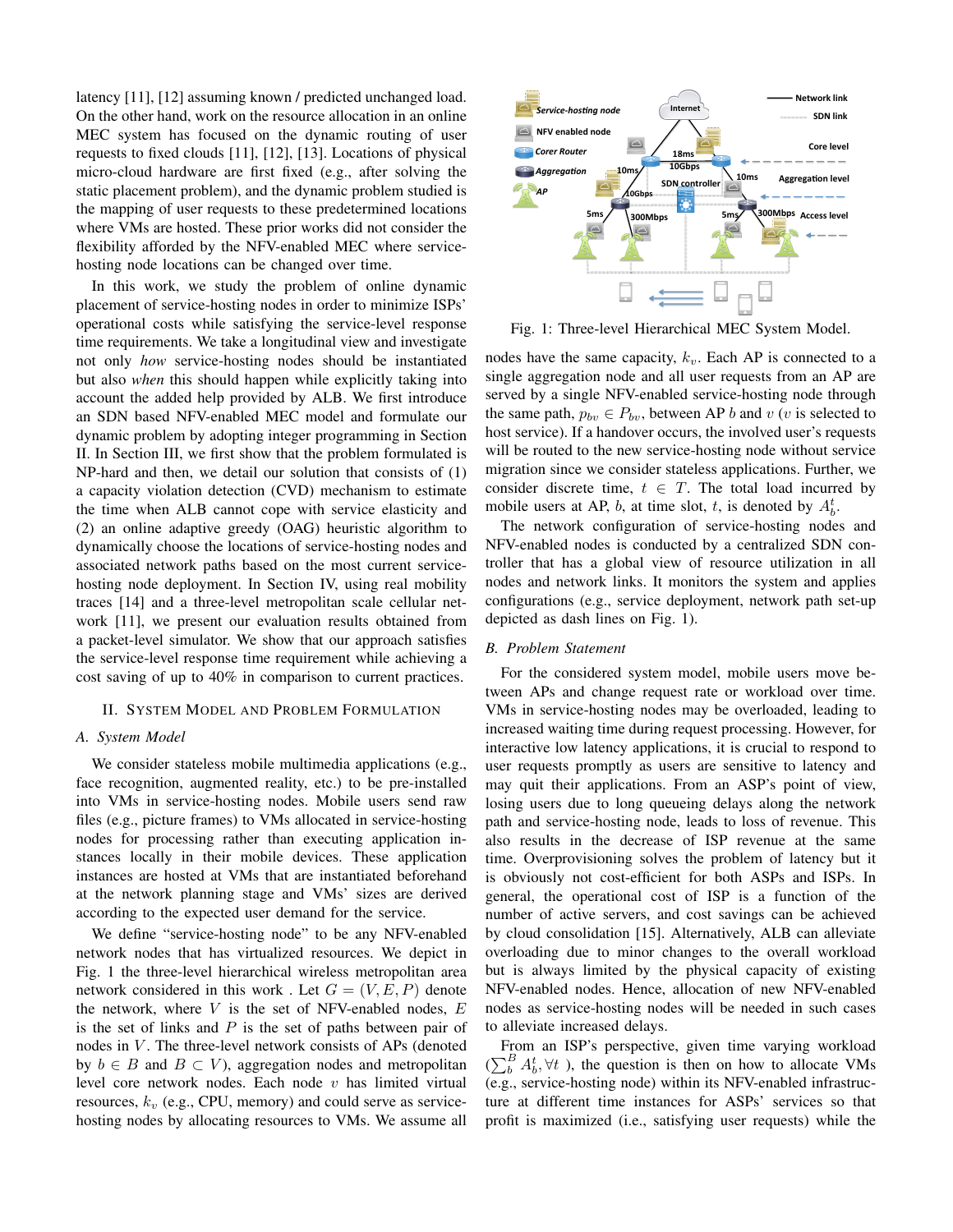latency [11], [12] assuming known / predicted unchanged load. On the other hand, work on the resource allocation in an online MEC system has focused on the dynamic routing of user requests to fixed clouds [11], [12], [13]. Locations of physical micro-cloud hardware are first fixed (e.g., after solving the static placement problem), and the dynamic problem studied is the mapping of user requests to these predetermined locations where VMs are hosted. These prior works did not consider the flexibility afforded by the NFV-enabled MEC where service-hosting node locations can be changed over time.

In this work, we study the problem of online dynamic placement of service-hosting nodes in order to minimize ISPs' operational costs while satisfying the service-level response time requirements. We take a longitudinal view and investigate not only *how* service-hosting nodes should be instantiated but also *when* this should happen while explicitly taking into account the added help provided by ALB. We first introduce an SDN based NFV-enabled MEC model and formulate our dynamic problem by adopting integer programming in Section II. In Section III, we first show that the problem formulated is NP-hard and then, we detail our solution that consists of (1) a capacity violation detection (CVD) mechanism to estimate the time when ALB cannot cope with service elasticity and (2) an online adaptive greedy (OAG) heuristic algorithm to dynamically choose the locations of service-hosting nodes and associated network paths based on the most current service-hosting node deployment. In Section IV, using real mobility traces [14] and a three-level metropolitan scale cellular network [11], we present our evaluation results obtained from a packet-level simulator. We show that our approach satisfies the service-level response time requirement while achieving a cost saving of up to 40% in comparison to current practices.

## II. System Model and Problem Formulation

### A. System Model

We consider stateless mobile multimedia applications (e.g., face recognition, augmented reality, etc.) to be pre-installed into VMs in service-hosting nodes. Mobile users send raw files (e.g., picture frames) to VMs allocated in service-hosting nodes for processing rather than executing application instances locally in their mobile devices. These application instances are hosted at VMs that are instantiated beforehand at the network planning stage and VMs' sizes are derived according to the expected user demand for the service.

We define "service-hosting node" to be any NFV-enabled network nodes that has virtualized resources. We depict in Fig. 1 the three-level hierarchical wireless metropolitan area network considered in this work . Let $G = (V, E, P)$ denote the network, where $V$ is the set of NFV-enabled nodes, $E$ is the set of links and $P$ is the set of paths between pair of nodes in $V$. The three-level network consists of APs (denoted by $b \in B$ and $B \subset V$), aggregation nodes and metropolitan level core network nodes. Each node $v$ has limited virtual resources, $k_v$ (e.g., CPU, memory) and could serve as service-hosting nodes by allocating resources to VMs. We assume all nodes have the same capacity, $k_v$. Each AP is connected to a single aggregation node and all user requests from an AP are served by a single NFV-enabled service-hosting node through the same path, $p_{bv} \in P_{bv}$, between AP $b$ and $v$ ($v$ is selected to host service). If a handover occurs, the involved user's requests will be routed to the new service-hosting node without service migration since we consider stateless applications. Further, we consider discrete time, $t \in T$. The total load incurred by mobile users at AP, $b$, at time slot, $t$, is denoted by $A_b^t$.

Fig. 1: Three-level Hierarchical MEC System Model.

The network configuration of service-hosting nodes and NFV-enabled nodes is conducted by a centralized SDN controller that has a global view of resource utilization in all nodes and network links. It monitors the system and applies configurations (e.g., service deployment, network path set-up depicted as dash lines on Fig. 1).

### B. Problem Statement

For the considered system model, mobile users move between APs and change request rate or workload over time. VMs in service-hosting nodes may be overloaded, leading to increased waiting time during request processing. However, for interactive low latency applications, it is crucial to respond to user requests promptly as users are sensitive to latency and may quit their applications. From an ASP's point of view, losing users due to long queueing delays along the network path and service-hosting node, leads to loss of revenue. This also results in the decrease of ISP revenue at the same time. Overprovisioning solves the problem of latency but it is obviously not cost-efficient for both ASPs and ISPs. In general, the operational cost of ISP is a function of the number of active servers, and cost savings can be achieved by cloud consolidation [15]. Alternatively, ALB can alleviate overloading due to minor changes to the overall workload but is always limited by the physical capacity of existing NFV-enabled nodes. Hence, allocation of new NFV-enabled nodes as service-hosting nodes will be needed in such cases to alleviate increased delays.

From an ISP's perspective, given time varying workload ($\sum_b^B A_b^t, \forall t$ ), the question is then on how to allocate VMs (e.g., service-hosting node) within its NFV-enabled infrastructure at different time instances for ASPs' services so that profit is maximized (i.e., satisfying user requests) while the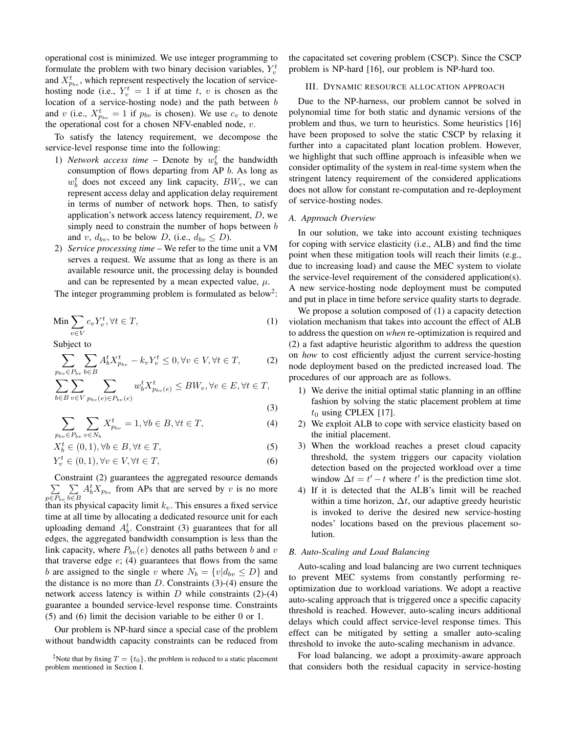operational cost is minimized. We use integer programming to formulate the problem with two binary decision variables, $Y_v^t$ and $X_{p_{bv}}^t$, which represent respectively the location of service-hosting node (i.e., $Y_v^t = 1$ if at time $t$, $v$ is chosen as the location of a service-hosting node) and the path between $b$ and $v$ (i.e., $X_{p_{bv}}^t = 1$ if $p_{bv}$ is chosen). We use $c_v$ to denote the operational cost for a chosen NFV-enabled node, $v$.

To satisfy the latency requirement, we decompose the service-level response time into the following:

1) *Network access time* – Denote by $w_b^t$ the bandwidth consumption of flows departing from AP $b$. As long as $w_b^t$ does not exceed any link capacity, $BW_e$, we can represent access delay and application delay requirement in terms of number of network hops. Then, to satisfy application's network access latency requirement, $D$, we simply need to constrain the number of hops between $b$ and $v$, $d_{bv}$, to be below $D$, (i.e., $d_{bv} \leq D$).
2) *Service processing time* – We refer to the time unit a VM serves a request. We assume that as long as there is an available resource unit, the processing delay is bounded and can be represented by a mean expected value, $\mu$.

The integer programming problem is formulated as below[2]:

$$\text{Min} \sum_{v \in V} c_v Y_v^t, \forall t \in T, \tag{1}$$

Subject to

$$\sum_{p_{bv} \in P_{bv}} \sum_{b \in B} A_b^t X_{p_{bv}}^t - k_v Y_v^t \leq 0, \forall v \in V, \forall t \in T, \tag{2}$$

$$\sum_{b \in B} \sum_{v \in V} \sum_{p_{bv}(e) \in P_{bv}(e)} w_b^t X_{p_{bv}(e)}^t \leq BW_e, \forall e \in E, \forall t \in T, \tag{3}$$

$$\sum_{p_{bv} \in P_{bv}} \sum_{v \in N_b} X_{p_{bv}}^t = 1, \forall b \in B, \forall t \in T, \tag{4}$$

$$X_b^t \in (0, 1), \forall b \in B, \forall t \in T, \tag{5}$$

$$Y_v^t \in (0, 1), \forall v \in V, \forall t \in T, \tag{6}$$

Constraint (2) guarantees the aggregated resource demands $\sum_{p \in P_{bv}} \sum_{b \in B} A_b^t X_{p_{bv}}$ from APs that are served by $v$ is no more than its physical capacity limit $k_v$. This ensures a fixed service time at all time by allocating a dedicated resource unit for each uploading demand $A_b^t$. Constraint (3) guarantees that for all edges, the aggregated bandwidth consumption is less than the link capacity, where $P_{bv}(e)$ denotes all paths between $b$ and $v$ that traverse edge $e$; (4) guarantees that flows from the same $b$ are assigned to the single $v$ where $N_b = \{v | d_{bv} \leq D\}$ and the distance is no more than $D$. Constraints (3)-(4) ensure the network access latency is within $D$ while constraints (2)-(4) guarantee a bounded service-level response time. Constraints (5) and (6) limit the decision variable to be either 0 or 1.

Our problem is NP-hard since a special case of the problem without bandwidth capacity constraints can be reduced from the capacitated set covering problem (CSCP). Since the CSCP problem is NP-hard [16], our problem is NP-hard too.

[2]Note that by fixing $T = \{t_0\}$, the problem is reduced to a static placement problem mentioned in Section I.

## III. Dynamic resource allocation approach

Due to the NP-harness, our problem cannot be solved in polynomial time for both static and dynamic versions of the problem and thus, we turn to heuristics. Some heuristics [16] have been proposed to solve the static CSCP by relaxing it further into a capacitated plant location problem. However, we highlight that such offline approach is infeasible when we consider optimality of the system in real-time system when the stringent latency requirement of the considered applications does not allow for constant re-computation and re-deployment of service-hosting nodes.

### A. Approach Overview

In our solution, we take into account existing techniques for coping with service elasticity (i.e., ALB) and find the time point when these mitigation tools will reach their limits (e.g., due to increasing load) and cause the MEC system to violate the service-level requirement of the considered application(s). A new service-hosting node deployment must be computed and put in place in time before service quality starts to degrade.

We propose a solution composed of (1) a capacity detection violation mechanism that takes into account the effect of ALB to address the question on *when* re-optimization is required and (2) a fast adaptive heuristic algorithm to address the question on *how* to cost efficiently adjust the current service-hosting node deployment based on the predicted increased load. The procedures of our approach are as follows.

1) We derive the initial optimal static planning in an offline fashion by solving the static placement problem at time $t_0$ using CPLEX [17].
2) We exploit ALB to cope with service elasticity based on the initial placement.
3) When the workload reaches a preset cloud capacity threshold, the system triggers our capacity violation detection based on the projected workload over a time window $\Delta t = t' - t$ where $t'$ is the prediction time slot.
4) If it is detected that the ALB's limit will be reached within a time horizon, $\Delta t$, our adaptive greedy heuristic is invoked to derive the desired new service-hosting nodes' locations based on the previous placement solution.

### B. Auto-Scaling and Load Balancing

Auto-scaling and load balancing are two current techniques to prevent MEC systems from constantly performing re-optimization due to workload variations. We adopt a reactive auto-scaling approach that is triggered once a specific capacity threshold is reached. However, auto-scaling incurs additional delays which could affect service-level response times. This effect can be mitigated by setting a smaller auto-scaling threshold to invoke the auto-scaling mechanism in advance.

For load balancing, we adopt a proximity-aware approach that considers both the residual capacity in service-hosting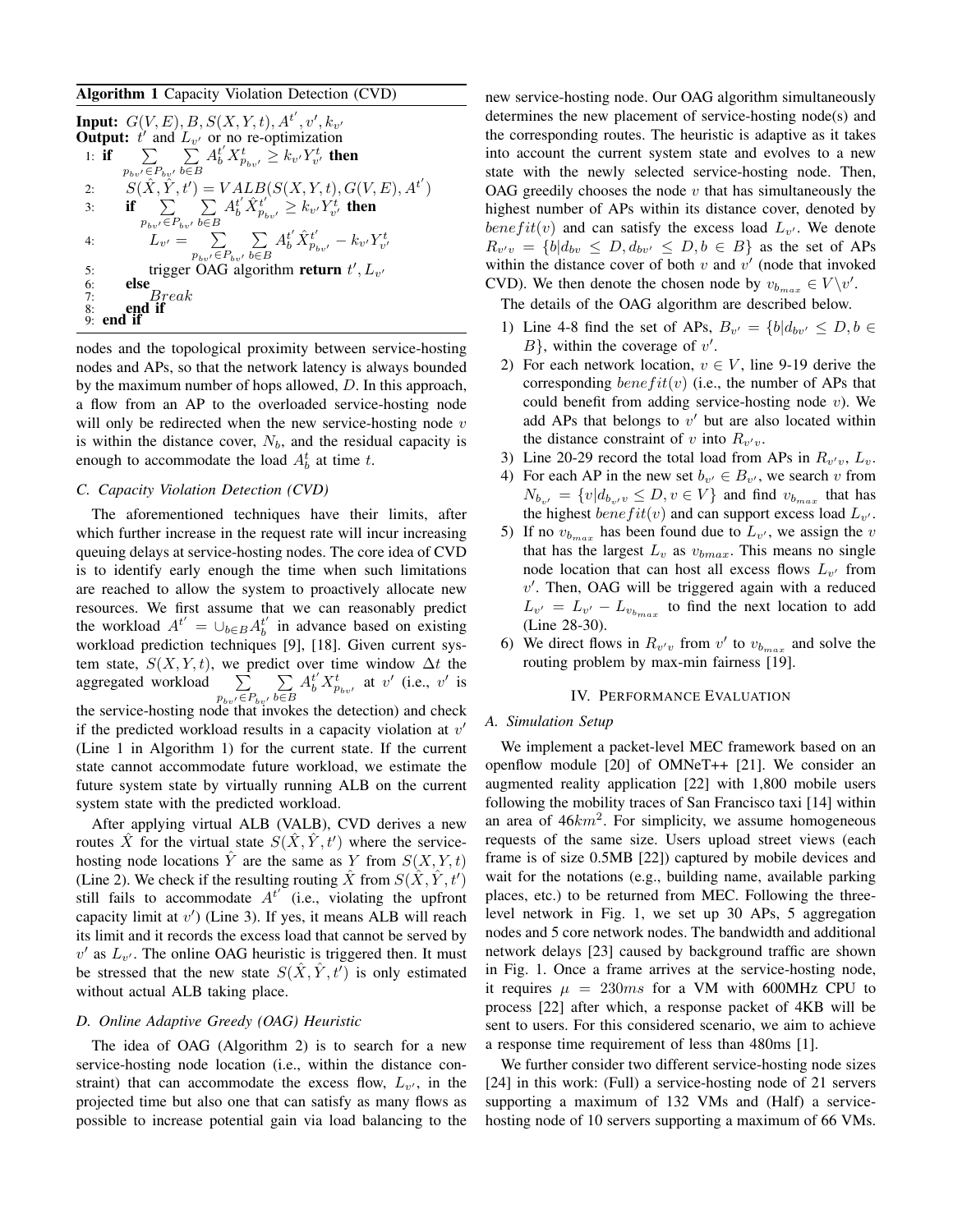**Algorithm 1** Capacity Violation Detection (CVD)

**Input:** $G(V,E), B, S(X,Y,t), A^{t'}, v', k_{v'}$
**Output:** $t'$ and $L_{v'}$ or no re-optimization

```
1: if  Σ_{p_{bv'} ∈ P_{bv'}} Σ_{b∈B} A_b^{t'} X^t_{p_{bv'}} ≥ k_{v'} Y^t_{v'}  then
2:     S(X̂, Ŷ, t') = VALB(S(X,Y,t), G(V,E), A^{t'})
3:     if  Σ_{p_{bv'} ∈ P_{bv'}} Σ_{b∈B} A_b^{t'} X̂^{t'}_{p_{bv'}} ≥ k_{v'} Y^t_{v'}  then
4:         L_{v'} = Σ_{p_{bv'} ∈ P_{bv'}} Σ_{b∈B} A_b^{t'} X̂^{t'}_{p_{bv'}} − k_{v'} Y^t_{v'}
5:         trigger OAG algorithm return t', L_{v'}
6:     else
7:         Break
8:     end if
9: end if
```

nodes and the topological proximity between service-hosting nodes and APs, so that the network latency is always bounded by the maximum number of hops allowed, $D$. In this approach, a flow from an AP to the overloaded service-hosting node will only be redirected when the new service-hosting node $v$ is within the distance cover, $N_b$, and the residual capacity is enough to accommodate the load $A_b^t$ at time $t$.

### C. Capacity Violation Detection (CVD)

The aforementioned techniques have their limits, after which further increase in the request rate will incur increasing queuing delays at service-hosting nodes. The core idea of CVD is to identify early enough the time when such limitations are reached to allow the system to proactively allocate new resources. We first assume that we can reasonably predict the workload $A^{t'} = \cup_{b\in B} A_b^{t'}$ in advance based on existing workload prediction techniques [9], [18]. Given current system state, $S(X,Y,t)$, we predict over time window $\Delta t$ the aggregated workload $\sum_{p_{bv'} \in P_{bv'}} \sum_{b\in B} A_b^{t'} X^t_{p_{bv'}}$ at $v'$ (i.e., $v'$ is the service-hosting node that invokes the detection) and check if the predicted workload results in a capacity violation at $v'$ (Line 1 in Algorithm 1) for the current state. If the current state cannot accommodate future workload, we estimate the future system state by virtually running ALB on the current system state with the predicted workload.

After applying virtual ALB (VALB), CVD derives a new routes $\hat{X}$ for the virtual state $S(\hat{X},\hat{Y},t')$ where the service-hosting node locations $\hat{Y}$ are the same as $Y$ from $S(X,Y,t)$ (Line 2). We check if the resulting routing $\hat{X}$ from $S(\hat{X},\hat{Y},t')$ still fails to accommodate $A^{t'}$ (i.e., violating the upfront capacity limit at $v'$) (Line 3). If yes, it means ALB will reach its limit and it records the excess load that cannot be served by $v'$ as $L_{v'}$. The online OAG heuristic is triggered then. It must be stressed that the new state $S(\hat{X},\hat{Y},t')$ is only estimated without actual ALB taking place.

### D. Online Adaptive Greedy (OAG) Heuristic

The idea of OAG (Algorithm 2) is to search for a new service-hosting node location (i.e., within the distance constraint) that can accommodate the excess flow, $L_{v'}$, in the projected time but also one that can satisfy as many flows as possible to increase potential gain via load balancing to the new service-hosting node. Our OAG algorithm simultaneously determines the new placement of service-hosting node(s) and the corresponding routes. The heuristic is adaptive as it takes into account the current system state and evolves to a new state with the newly selected service-hosting node. Then, OAG greedily chooses the node $v$ that has simultaneously the highest number of APs within its distance cover, denoted by $benefit(v)$ and can satisfy the excess load $L_{v'}$. We denote $R_{v'v} = \{b | d_{bv} \leq D, d_{bv'} \leq D, b \in B\}$ as the set of APs within the distance cover of both $v$ and $v'$ (node that invoked CVD). We then denote the chosen node by $v_{b_{max}} \in V \backslash v'$.

The details of the OAG algorithm are described below.

1) Line 4-8 find the set of APs, $B_{v'} = \{b | d_{bv'} \leq D, b \in B\}$, within the coverage of $v'$.
2) For each network location, $v \in V$, line 9-19 derive the corresponding $benefit(v)$ (i.e., the number of APs that could benefit from adding service-hosting node $v$). We add APs that belongs to $v'$ but are also located within the distance constraint of $v$ into $R_{v'v}$.
3) Line 20-29 record the total load from APs in $R_{v'v}$, $L_v$.
4) For each AP in the new set $b_{v'} \in B_{v'}$, we search $v$ from $N_{b_{v'}} = \{v | d_{b_{v'}v} \leq D, v \in V\}$ and find $v_{b_{max}}$ that has the highest $benefit(v)$ and can support excess load $L_{v'}$.
5) If no $v_{b_{max}}$ has been found due to $L_{v'}$, we assign the $v$ that has the largest $L_v$ as $v_{bmax}$. This means no single node location that can host all excess flows $L_{v'}$ from $v'$. Then, OAG will be triggered again with a reduced $L_{v'} = L_{v'} - L_{v_{b_{max}}}$ to find the next location to add (Line 28-30).
6) We direct flows in $R_{v'v}$ from $v'$ to $v_{b_{max}}$ and solve the routing problem by max-min fairness [19].

## IV. Performance Evaluation

### A. Simulation Setup

We implement a packet-level MEC framework based on an openflow module [20] of OMNeT++ [21]. We consider an augmented reality application [22] with 1,800 mobile users following the mobility traces of San Francisco taxi [14] within an area of $46km^2$. For simplicity, we assume homogeneous requests of the same size. Users upload street views (each frame is of size 0.5MB [22]) captured by mobile devices and wait for the notations (e.g., building name, available parking places, etc.) to be returned from MEC. Following the three-level network in Fig. 1, we set up 30 APs, 5 aggregation nodes and 5 core network nodes. The bandwidth and additional network delays [23] caused by background traffic are shown in Fig. 1. Once a frame arrives at the service-hosting node, it requires $\mu = 230ms$ for a VM with 600MHz CPU to process [22] after which, a response packet of 4KB will be sent to users. For this considered scenario, we aim to achieve a response time requirement of less than 480ms [1].

We further consider two different service-hosting node sizes [24] in this work: (Full) a service-hosting node of 21 servers supporting a maximum of 132 VMs and (Half) a service-hosting node of 10 servers supporting a maximum of 66 VMs.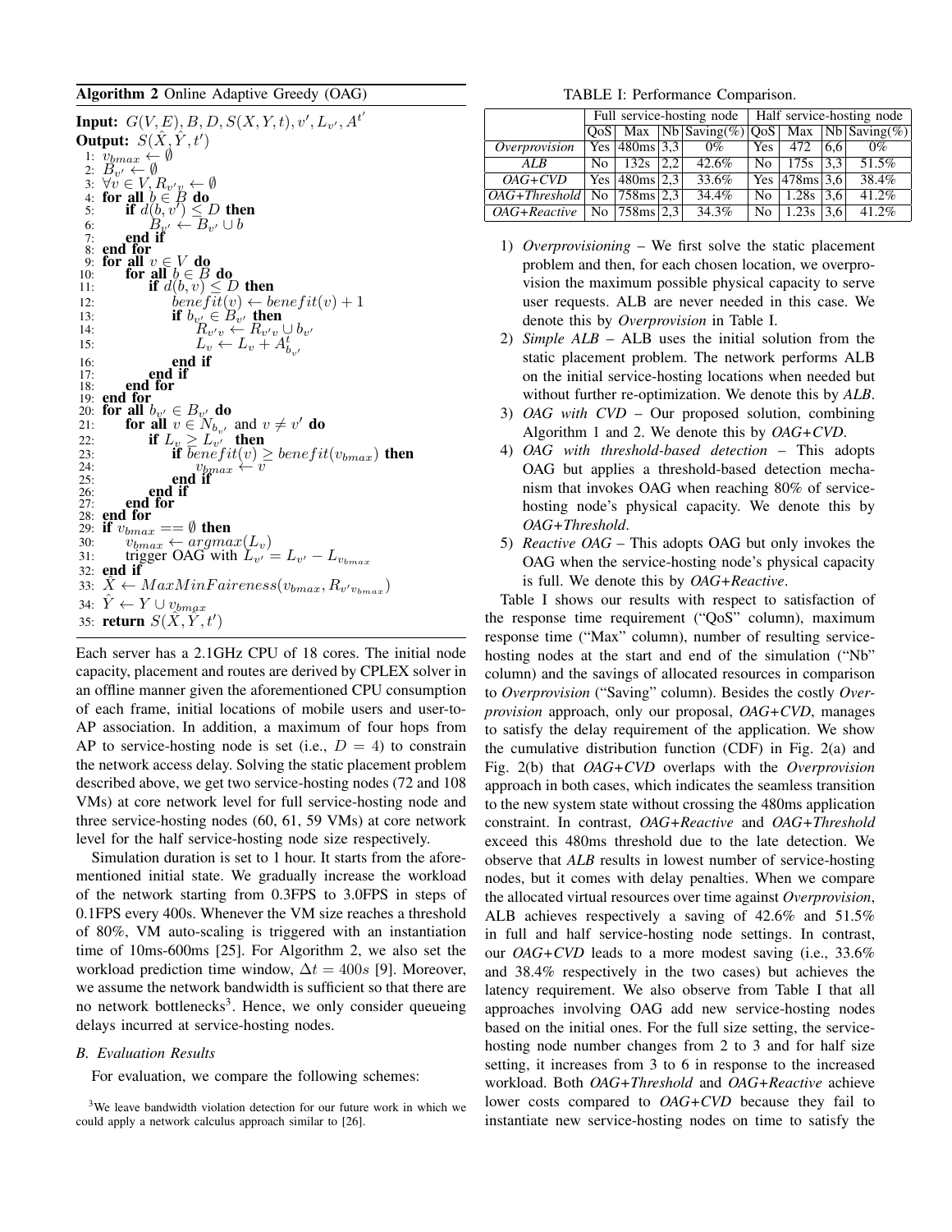**Algorithm 2** Online Adaptive Greedy (OAG)

```
Input: G(V,E), B, D, S(X,Y,t), v', L_{v'}, A^{t'}
Output: S(X̂, Ŷ, t')
 1: v_bmax ← ∅
 2: B_{v'} ← ∅
 3: ∀v ∈ V, R_{v'v} ← ∅
 4: for all b ∈ B do
 5:     if d(b, v') ≤ D then
 6:         B_{v'} ← B_{v'} ∪ b
 7:     end if
 8: end for
 9: for all v ∈ V do
10:     for all b ∈ B do
11:         if d(b, v) ≤ D then
12:             benefit(v) ← benefit(v) + 1
13:             if b_{v'} ∈ B_{v'} then
14:                 R_{v'v} ← R_{v'v} ∪ b_{v'}
15:                 L_v ← L_v + A^t_{b_{v'}}
16:             end if
17:         end if
18:     end for
19: end for
20: for all b_{v'} ∈ B_{v'} do
21:     for all v ∈ N_{b_{v'}} and v ≠ v' do
22:         if L_v ≥ L_{v'} then
23:             if benefit(v) ≥ benefit(v_bmax) then
24:                 v_bmax ← v
25:             end if
26:         end if
27:     end for
28: end for
29: if v_bmax == ∅ then
30:     v_bmax ← argmax(L_v)
31:     trigger OAG with L_{v'} = L_{v'} − L_{v_bmax}
32: end if
33: X̂ ← MaxMinFaireness(v_bmax, R_{v'v_bmax})
34: Ŷ ← Y ∪ v_bmax
35: return S(X̂, Ŷ, t')
```

Each server has a 2.1GHz CPU of 18 cores. The initial node capacity, placement and routes are derived by CPLEX solver in an offline manner given the aforementioned CPU consumption of each frame, initial locations of mobile users and user-to-AP association. In addition, a maximum of four hops from AP to service-hosting node is set (i.e., $D = 4$) to constrain the network access delay. Solving the static placement problem described above, we get two service-hosting nodes (72 and 108 VMs) at core network level for full service-hosting node and three service-hosting nodes (60, 61, 59 VMs) at core network level for the half service-hosting node size respectively.

Simulation duration is set to 1 hour. It starts from the aforementioned initial state. We gradually increase the workload of the network starting from 0.3FPS to 3.0FPS in steps of 0.1FPS every 400s. Whenever the VM size reaches a threshold of 80%, VM auto-scaling is triggered with an instantiation time of 10ms-600ms [25]. For Algorithm 2, we also set the workload prediction time window, $\Delta t = 400s$ [9]. Moreover, we assume the network bandwidth is sufficient so that there are no network bottlenecks[3]. Hence, we only consider queueing delays incurred at service-hosting nodes.

### B. Evaluation Results

For evaluation, we compare the following schemes:

[3]We leave bandwidth violation detection for our future work in which we could apply a network calculus approach similar to [26].

TABLE I: Performance Comparison.

| | Full service-hosting node | | | | Half service-hosting node | | | |
|---|---|---|---|---|---|---|---|---|
| | QoS | Max | Nb | Saving(%) | QoS | Max | Nb | Saving(%) |
| *Overprovision* | Yes | 480ms | 3,3 | 0% | Yes | 472 | 6,6 | 0% |
| *ALB* | No | 132s | 2,2 | 42.6% | No | 175s | 3,3 | 51.5% |
| *OAG+CVD* | Yes | 480ms | 2,3 | 33.6% | Yes | 478ms | 3,6 | 38.4% |
| *OAG+Threshold* | No | 758ms | 2,3 | 34.4% | No | 1.28s | 3,6 | 41.2% |
| *OAG+Reactive* | No | 758ms | 2,3 | 34.3% | No | 1.23s | 3,6 | 41.2% |

1) *Overprovisioning* – We first solve the static placement problem and then, for each chosen location, we overprovision the maximum possible physical capacity to serve user requests. ALB are never needed in this case. We denote this by *Overprovision* in Table I.
2) *Simple ALB* – ALB uses the initial solution from the static placement problem. The network performs ALB on the initial service-hosting locations when needed but without further re-optimization. We denote this by *ALB*.
3) *OAG with CVD* – Our proposed solution, combining Algorithm 1 and 2. We denote this by *OAG+CVD*.
4) *OAG with threshold-based detection* – This adopts OAG but applies a threshold-based detection mechanism that invokes OAG when reaching 80% of service-hosting node's physical capacity. We denote this by *OAG+Threshold*.
5) *Reactive OAG* – This adopts OAG but only invokes the OAG when the service-hosting node's physical capacity is full. We denote this by *OAG+Reactive*.

Table I shows our results with respect to satisfaction of the response time requirement ("QoS" column), maximum response time ("Max" column), number of resulting service-hosting nodes at the start and end of the simulation ("Nb" column) and the savings of allocated resources in comparison to *Overprovision* ("Saving" column). Besides the costly *Overprovision* approach, only our proposal, *OAG+CVD*, manages to satisfy the delay requirement of the application. We show the cumulative distribution function (CDF) in Fig. 2(a) and Fig. 2(b) that *OAG+CVD* overlaps with the *Overprovision* approach in both cases, which indicates the seamless transition to the new system state without crossing the 480ms application constraint. In contrast, *OAG+Reactive* and *OAG+Threshold* exceed this 480ms threshold due to the late detection. We observe that *ALB* results in lowest number of service-hosting nodes, but it comes with delay penalties. When we compare the allocated virtual resources over time against *Overprovision*, ALB achieves respectively a saving of 42.6% and 51.5% in full and half service-hosting node settings. In contrast, our *OAG+CVD* leads to a more modest saving (i.e., 33.6% and 38.4% respectively in the two cases) but achieves the latency requirement. We also observe from Table I that all approaches involving OAG add new service-hosting nodes based on the initial ones. For the full size setting, the service-hosting node number changes from 2 to 3 and for half size setting, it increases from 3 to 6 in response to the increased workload. Both *OAG+Threshold* and *OAG+Reactive* achieve lower costs compared to *OAG+CVD* because they fail to instantiate new service-hosting nodes on time to satisfy the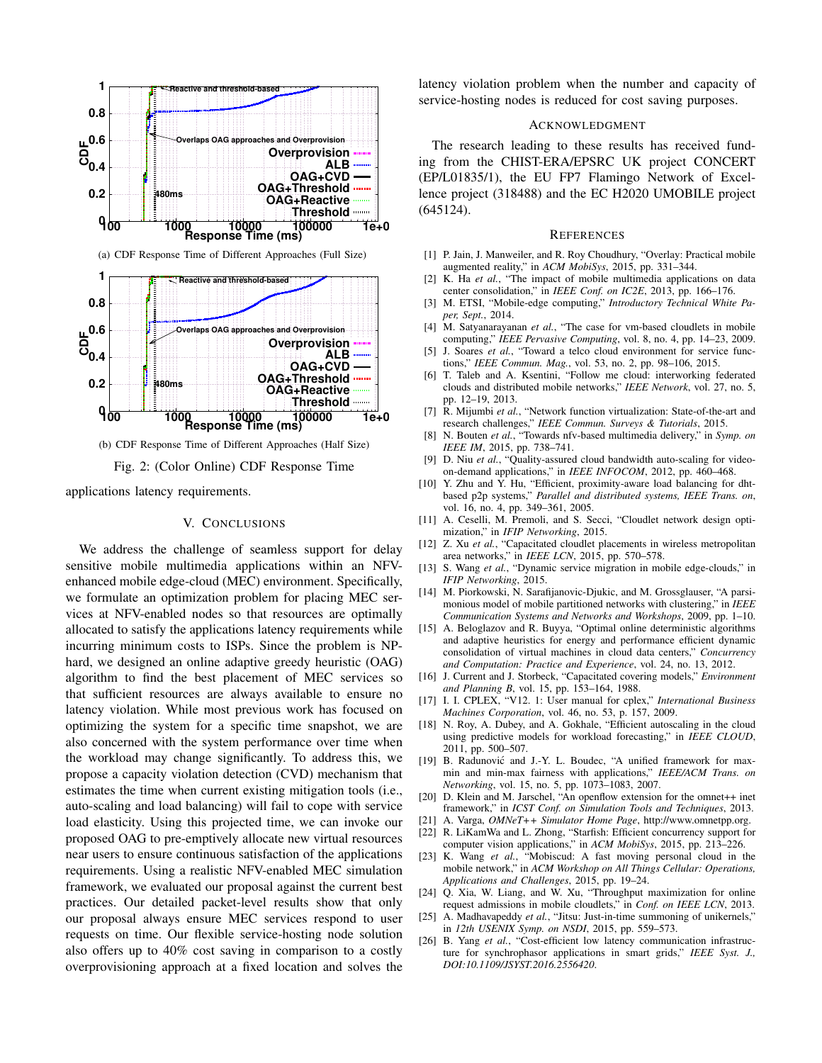1

0.8

0.6

0.4

0.2

0

CDF

100 1000 10000 100000 1e+0

Response Time (ms)

Reactive and threshold-based

Overlaps OAG approaches and Overprovision

480ms

Overprovision

ALB

OAG+CVD

OAG+Threshold

OAG+Reactive

Threshold

(a) CDF Response Time of Different Approaches (Full Size)

1

0.8

0.6

0.4

0.2

0

CDF

100 1000 10000 100000 1e+0

Response Time (ms)

Reactive and threshold-based

Overlaps OAG approaches and Overprovision

480ms

Overprovision

ALB

OAG+CVD

OAG+Threshold

OAG+Reactive

Threshold

(b) CDF Response Time of Different Approaches (Half Size)

Fig. 2: (Color Online) CDF Response Time

applications latency requirements.

## V. Conclusions

We address the challenge of seamless support for delay sensitive mobile multimedia applications within an NFV-enhanced mobile edge-cloud (MEC) environment. Specifically, we formulate an optimization problem for placing MEC services at NFV-enabled nodes so that resources are optimally allocated to satisfy the applications latency requirements while incurring minimum costs to ISPs. Since the problem is NP-hard, we designed an online adaptive greedy heuristic (OAG) algorithm to find the best placement of MEC services so that sufficient resources are always available to ensure no latency violation. While most previous work has focused on optimizing the system for a specific time snapshot, we are also concerned with the system performance over time when the workload may change significantly. To address this, we propose a capacity violation detection (CVD) mechanism that estimates the time when current existing mitigation tools (i.e., auto-scaling and load balancing) will fail to cope with service load elasticity. Using this projected time, we can invoke our proposed OAG to pre-emptively allocate new virtual resources near users to ensure continuous satisfaction of the applications requirements. Using a realistic NFV-enabled MEC simulation framework, we evaluated our proposal against the current best practices. Our detailed packet-level results show that only our proposal always ensure MEC services respond to user requests on time. Our flexible service-hosting node solution also offers up to 40% cost saving in comparison to a costly overprovisioning approach at a fixed location and solves the latency violation problem when the number and capacity of service-hosting nodes is reduced for cost saving purposes.

## Acknowledgment

The research leading to these results has received funding from the CHIST-ERA/EPSRC UK project CONCERT (EP/L01835/1), the EU FP7 Flamingo Network of Excellence project (318488) and the EC H2020 UMOBILE project (645124).

## References

[1] P. Jain, J. Manweiler, and R. Roy Choudhury, "Overlay: Practical mobile augmented reality," in *ACM MobiSys*, 2015, pp. 331–344.

[2] K. Ha *et al.*, "The impact of mobile multimedia applications on data center consolidation," in *IEEE Conf. on IC2E*, 2013, pp. 166–176.

[3] M. ETSI, "Mobile-edge computing," *Introductory Technical White Paper, Sept.*, 2014.

[4] M. Satyanarayanan *et al.*, "The case for vm-based cloudlets in mobile computing," *IEEE Pervasive Computing*, vol. 8, no. 4, pp. 14–23, 2009.

[5] J. Soares *et al.*, "Toward a telco cloud environment for service functions," *IEEE Commun. Mag.*, vol. 53, no. 2, pp. 98–106, 2015.

[6] T. Taleb and A. Ksentini, "Follow me cloud: interworking federated clouds and distributed mobile networks," *IEEE Network*, vol. 27, no. 5, pp. 12–19, 2013.

[7] R. Mijumbi *et al.*, "Network function virtualization: State-of-the-art and research challenges," *IEEE Commun. Surveys & Tutorials*, 2015.

[8] N. Bouten *et al.*, "Towards nfv-based multimedia delivery," in *Symp. on IEEE IM*, 2015, pp. 738–741.

[9] D. Niu *et al.*, "Quality-assured cloud bandwidth auto-scaling for video-on-demand applications," in *IEEE INFOCOM*, 2012, pp. 460–468.

[10] Y. Zhu and Y. Hu, "Efficient, proximity-aware load balancing for dht-based p2p systems," *Parallel and distributed systems, IEEE Trans. on*, vol. 16, no. 4, pp. 349–361, 2005.

[11] A. Ceselli, M. Premoli, and S. Secci, "Cloudlet network design optimization," in *IFIP Networking*, 2015.

[12] Z. Xu *et al.*, "Capacitated cloudlet placements in wireless metropolitan area networks," in *IEEE LCN*, 2015, pp. 570–578.

[13] S. Wang *et al.*, "Dynamic service migration in mobile edge-clouds," in *IFIP Networking*, 2015.

[14] M. Piorkowski, N. Sarafijanovic-Djukic, and M. Grossglauser, "A parsimonious model of mobile partitioned networks with clustering," in *IEEE Communication Systems and Networks and Workshops*, 2009, pp. 1–10.

[15] A. Beloglazov and R. Buyya, "Optimal online deterministic algorithms and adaptive heuristics for energy and performance efficient dynamic consolidation of virtual machines in cloud data centers," *Concurrency and Computation: Practice and Experience*, vol. 24, no. 13, 2012.

[16] J. Current and J. Storbeck, "Capacitated covering models," *Environment and Planning B*, vol. 15, pp. 153–164, 1988.

[17] I. I. CPLEX, "V12. 1: User manual for cplex," *International Business Machines Corporation*, vol. 46, no. 53, p. 157, 2009.

[18] N. Roy, A. Dubey, and A. Gokhale, "Efficient autoscaling in the cloud using predictive models for workload forecasting," in *IEEE CLOUD*, 2011, pp. 500–507.

[19] B. Radunović and J.-Y. L. Boudec, "A unified framework for max-min and min-max fairness with applications," *IEEE/ACM Trans. on Networking*, vol. 15, no. 5, pp. 1073–1083, 2007.

[20] D. Klein and M. Jarschel, "An openflow extension for the omnet++ inet framework," in *ICST Conf. on Simulation Tools and Techniques*, 2013.

[21] A. Varga, *OMNeT++ Simulator Home Page*, http://www.omnetpp.org.

[22] R. LiKamWa and L. Zhong, "Starfish: Efficient concurrency support for computer vision applications," in *ACM MobiSys*, 2015, pp. 213–226.

[23] K. Wang *et al.*, "Mobiscud: A fast moving personal cloud in the mobile network," in *ACM Workshop on All Things Cellular: Operations, Applications and Challenges*, 2015, pp. 19–24.

[24] Q. Xia, W. Liang, and W. Xu, "Throughput maximization for online request admissions in mobile cloudlets," in *Conf. on IEEE LCN*, 2013.

[25] A. Madhavapeddy *et al.*, "Jitsu: Just-in-time summoning of unikernels," in *12th USENIX Symp. on NSDI*, 2015, pp. 559–573.

[26] B. Yang *et al.*, "Cost-efficient low latency communication infrastructure for synchrophasor applications in smart grids," *IEEE Syst. J., DOI:10.1109/JSYST.2016.2556420*.